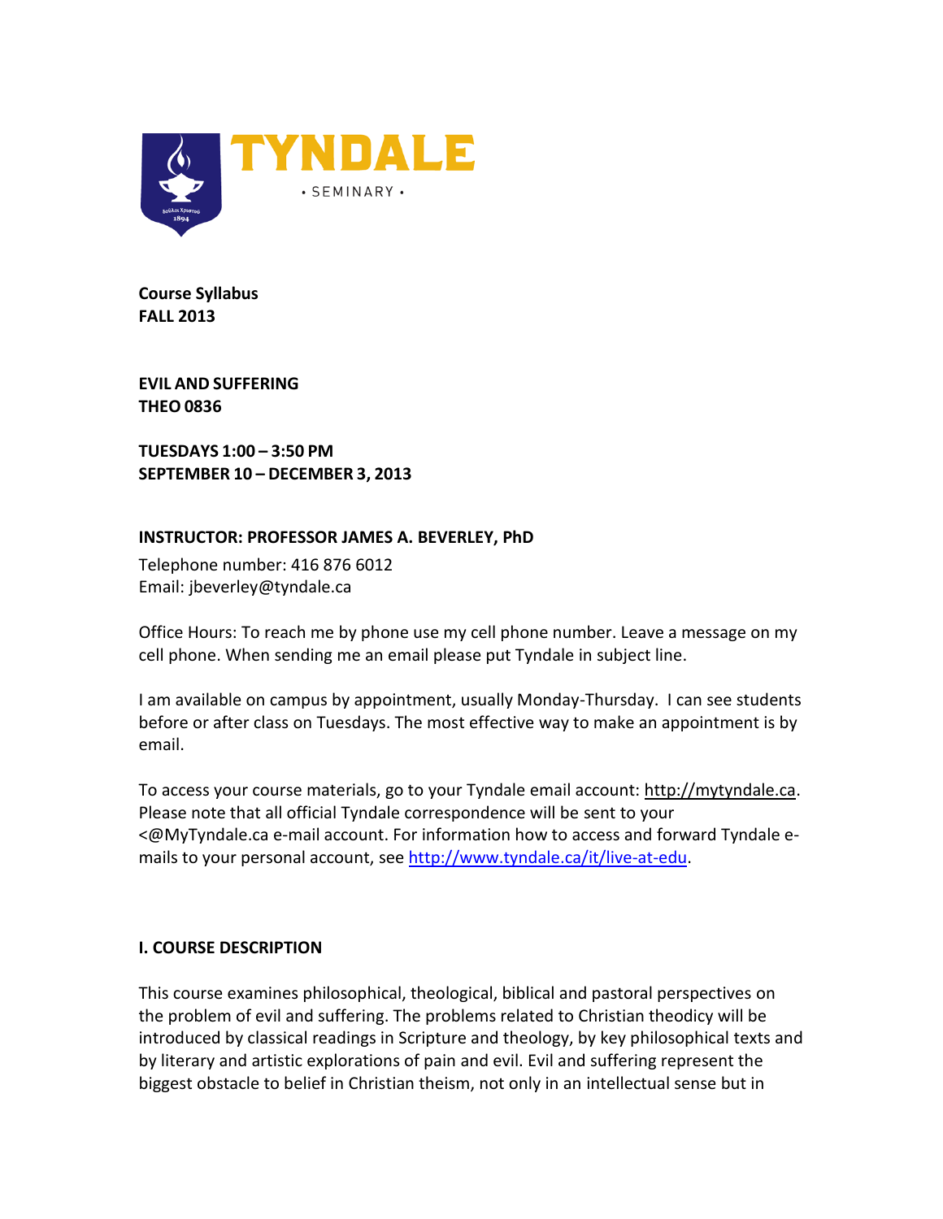TYNDALE

• SEMINARY •

**Course Syllabus**
**FALL 2013**

**EVIL AND SUFFERING**
**THEO 0836**

**TUESDAYS 1:00 – 3:50 PM**
**SEPTEMBER 10 – DECEMBER 3, 2013**

**INSTRUCTOR: PROFESSOR JAMES A. BEVERLEY, PhD**

Telephone number: 416 876 6012
Email: jbeverley@tyndale.ca

Office Hours: To reach me by phone use my cell phone number. Leave a message on my cell phone. When sending me an email please put Tyndale in subject line.

I am available on campus by appointment, usually Monday-Thursday. I can see students before or after class on Tuesdays. The most effective way to make an appointment is by email.

To access your course materials, go to your Tyndale email account: http://mytyndale.ca. Please note that all official Tyndale correspondence will be sent to your <@MyTyndale.ca e-mail account. For information how to access and forward Tyndale e-mails to your personal account, see http://www.tyndale.ca/it/live-at-edu.

## I. COURSE DESCRIPTION

This course examines philosophical, theological, biblical and pastoral perspectives on the problem of evil and suffering. The problems related to Christian theodicy will be introduced by classical readings in Scripture and theology, by key philosophical texts and by literary and artistic explorations of pain and evil. Evil and suffering represent the biggest obstacle to belief in Christian theism, not only in an intellectual sense but in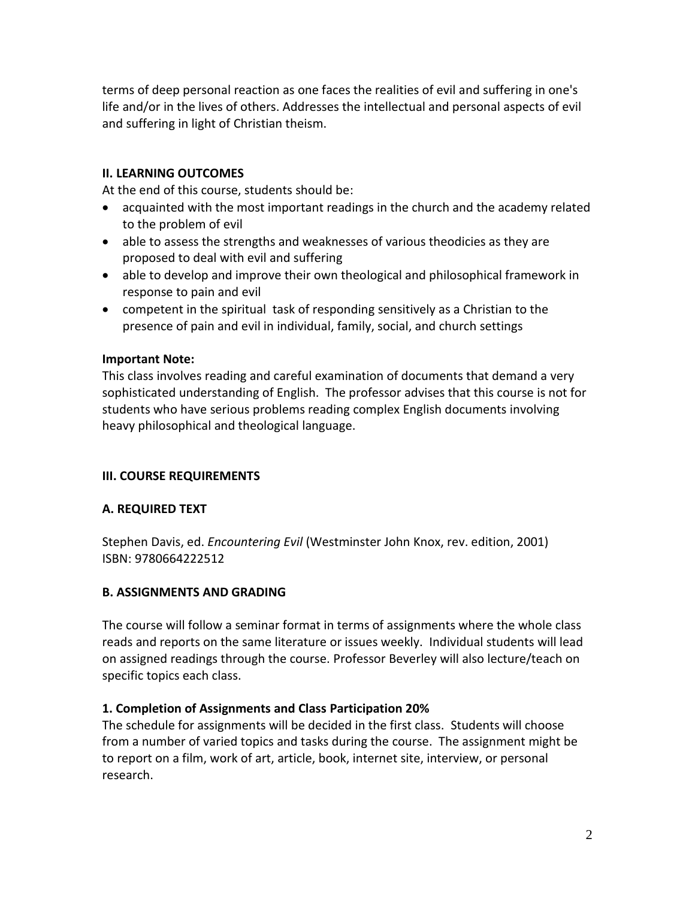terms of deep personal reaction as one faces the realities of evil and suffering in one's life and/or in the lives of others. Addresses the intellectual and personal aspects of evil and suffering in light of Christian theism.

## II. LEARNING OUTCOMES

At the end of this course, students should be:

- acquainted with the most important readings in the church and the academy related to the problem of evil
- able to assess the strengths and weaknesses of various theodicies as they are proposed to deal with evil and suffering
- able to develop and improve their own theological and philosophical framework in response to pain and evil
- competent in the spiritual task of responding sensitively as a Christian to the presence of pain and evil in individual, family, social, and church settings

**Important Note:**

This class involves reading and careful examination of documents that demand a very sophisticated understanding of English. The professor advises that this course is not for students who have serious problems reading complex English documents involving heavy philosophical and theological language.

## III. COURSE REQUIREMENTS

### A. REQUIRED TEXT

Stephen Davis, ed. *Encountering Evil* (Westminster John Knox, rev. edition, 2001) ISBN: 9780664222512

### B. ASSIGNMENTS AND GRADING

The course will follow a seminar format in terms of assignments where the whole class reads and reports on the same literature or issues weekly. Individual students will lead on assigned readings through the course. Professor Beverley will also lecture/teach on specific topics each class.

#### 1. Completion of Assignments and Class Participation 20%

The schedule for assignments will be decided in the first class. Students will choose from a number of varied topics and tasks during the course. The assignment might be to report on a film, work of art, article, book, internet site, interview, or personal research.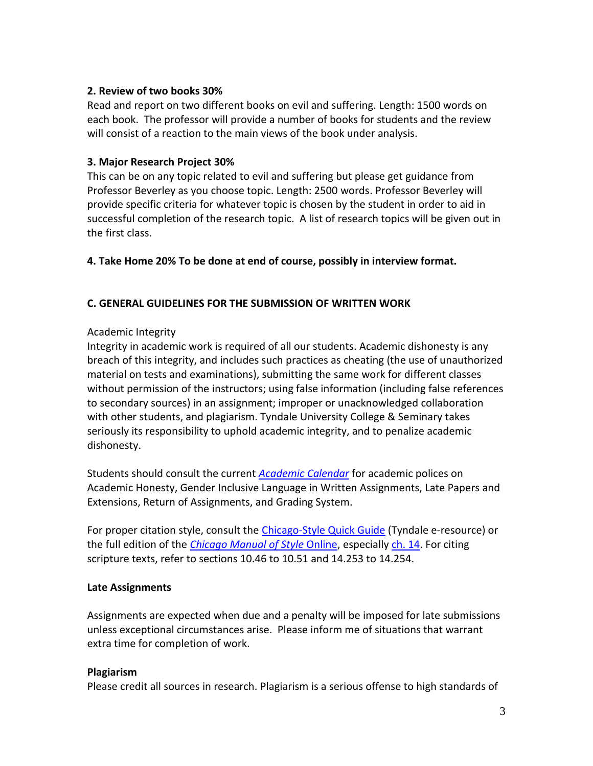**2. Review of two books 30%**
Read and report on two different books on evil and suffering. Length: 1500 words on each book. The professor will provide a number of books for students and the review will consist of a reaction to the main views of the book under analysis.

**3. Major Research Project 30%**
This can be on any topic related to evil and suffering but please get guidance from Professor Beverley as you choose topic. Length: 2500 words. Professor Beverley will provide specific criteria for whatever topic is chosen by the student in order to aid in successful completion of the research topic. A list of research topics will be given out in the first class.

**4. Take Home 20% To be done at end of course, possibly in interview format.**

**C. GENERAL GUIDELINES FOR THE SUBMISSION OF WRITTEN WORK**

Academic Integrity
Integrity in academic work is required of all our students. Academic dishonesty is any breach of this integrity, and includes such practices as cheating (the use of unauthorized material on tests and examinations), submitting the same work for different classes without permission of the instructors; using false information (including false references to secondary sources) in an assignment; improper or unacknowledged collaboration with other students, and plagiarism. Tyndale University College & Seminary takes seriously its responsibility to uphold academic integrity, and to penalize academic dishonesty.

Students should consult the current *Academic Calendar* for academic polices on Academic Honesty, Gender Inclusive Language in Written Assignments, Late Papers and Extensions, Return of Assignments, and Grading System.

For proper citation style, consult the Chicago-Style Quick Guide (Tyndale e-resource) or the full edition of the *Chicago Manual of Style* Online, especially ch. 14. For citing scripture texts, refer to sections 10.46 to 10.51 and 14.253 to 14.254.

**Late Assignments**

Assignments are expected when due and a penalty will be imposed for late submissions unless exceptional circumstances arise. Please inform me of situations that warrant extra time for completion of work.

**Plagiarism**
Please credit all sources in research. Plagiarism is a serious offense to high standards of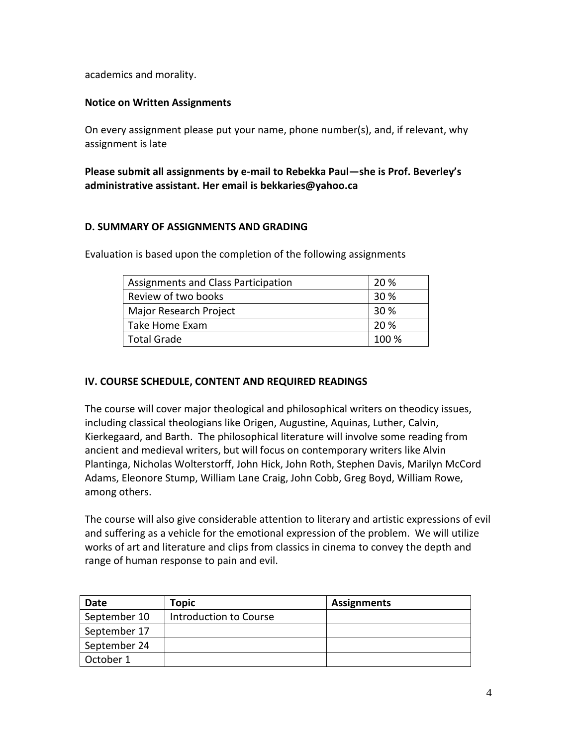academics and morality.

**Notice on Written Assignments**

On every assignment please put your name, phone number(s), and, if relevant, why assignment is late

**Please submit all assignments by e-mail to Rebekka Paul—she is Prof. Beverley's administrative assistant. Her email is bekkaries@yahoo.ca**

### D. SUMMARY OF ASSIGNMENTS AND GRADING

Evaluation is based upon the completion of the following assignments

| Assignments and Class Participation | 20 % |
|---|---|
| Review of two books | 30 % |
| Major Research Project | 30 % |
| Take Home Exam | 20 % |
| Total Grade | 100 % |

## IV. COURSE SCHEDULE, CONTENT AND REQUIRED READINGS

The course will cover major theological and philosophical writers on theodicy issues, including classical theologians like Origen, Augustine, Aquinas, Luther, Calvin, Kierkegaard, and Barth. The philosophical literature will involve some reading from ancient and medieval writers, but will focus on contemporary writers like Alvin Plantinga, Nicholas Wolterstorff, John Hick, John Roth, Stephen Davis, Marilyn McCord Adams, Eleonore Stump, William Lane Craig, John Cobb, Greg Boyd, William Rowe, among others.

The course will also give considerable attention to literary and artistic expressions of evil and suffering as a vehicle for the emotional expression of the problem. We will utilize works of art and literature and clips from classics in cinema to convey the depth and range of human response to pain and evil.

| Date | Topic | Assignments |
|---|---|---|
| September 10 | Introduction to Course | |
| September 17 | | |
| September 24 | | |
| October 1 | | |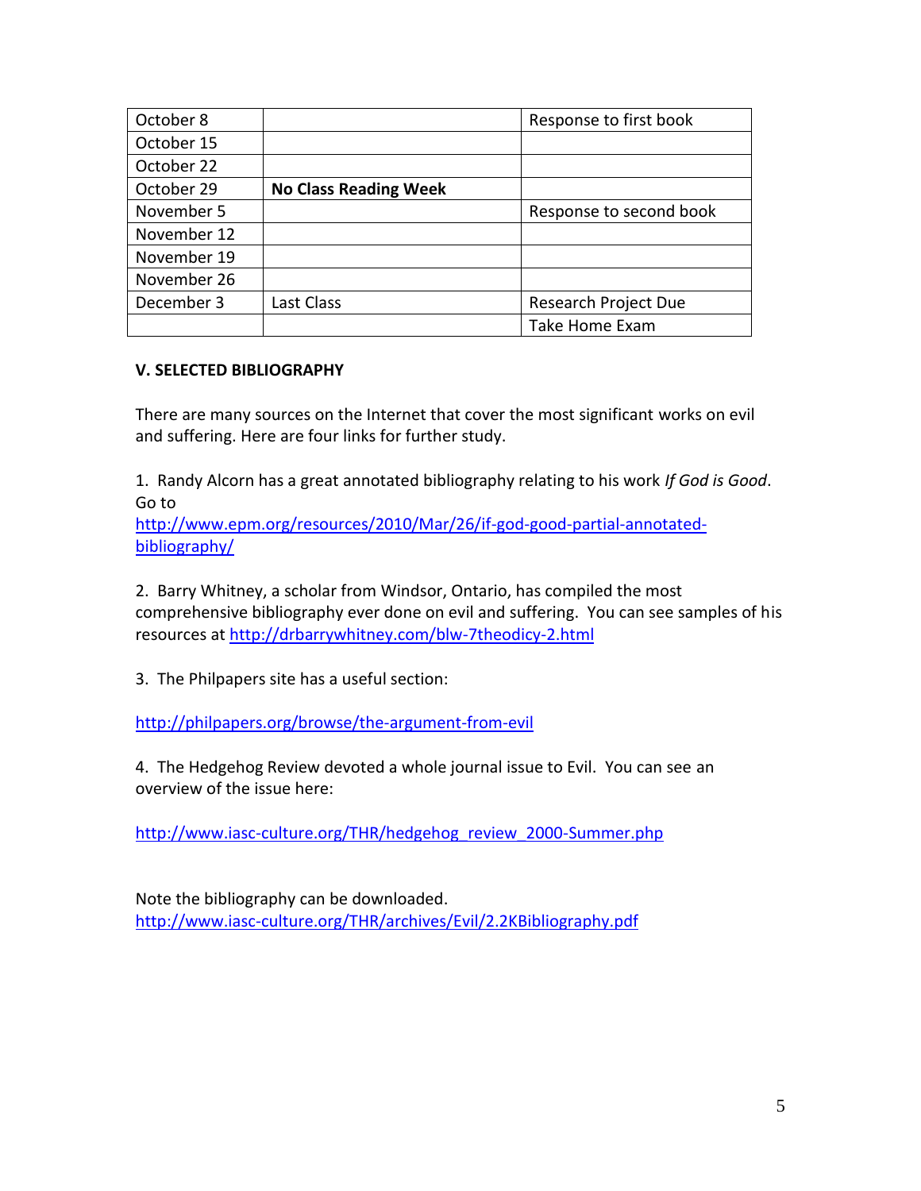| | | |
|---|---|---|
| October 8 | | Response to first book |
| October 15 | | |
| October 22 | | |
| October 29 | **No Class Reading Week** | |
| November 5 | | Response to second book |
| November 12 | | |
| November 19 | | |
| November 26 | | |
| December 3 | Last Class | Research Project Due |
| | | Take Home Exam |

**V. SELECTED BIBLIOGRAPHY**

There are many sources on the Internet that cover the most significant works on evil and suffering. Here are four links for further study.

1. Randy Alcorn has a great annotated bibliography relating to his work *If God is Good*. Go to http://www.epm.org/resources/2010/Mar/26/if-god-good-partial-annotated-bibliography/

2. Barry Whitney, a scholar from Windsor, Ontario, has compiled the most comprehensive bibliography ever done on evil and suffering. You can see samples of his resources at http://drbarrywhitney.com/blw-7theodicy-2.html

3. The Philpapers site has a useful section:

http://philpapers.org/browse/the-argument-from-evil

4. The Hedgehog Review devoted a whole journal issue to Evil. You can see an overview of the issue here:

http://www.iasc-culture.org/THR/hedgehog_review_2000-Summer.php

Note the bibliography can be downloaded.
http://www.iasc-culture.org/THR/archives/Evil/2.2KBibliography.pdf